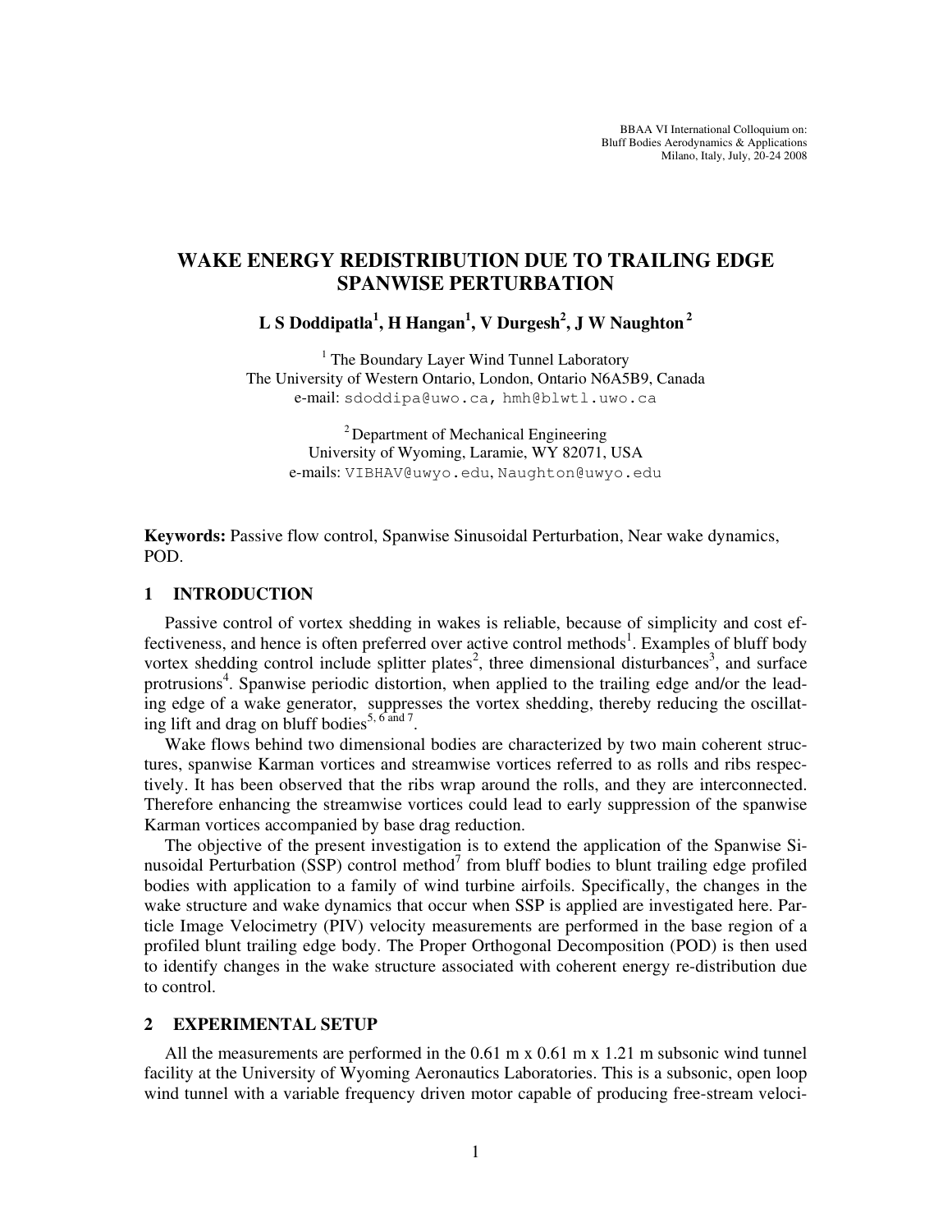BBAA VI International Colloquium on:
Bluff Bodies Aerodynamics & Applications
Milano, Italy, July, 20-24 2008

# WAKE ENERGY REDISTRIBUTION DUE TO TRAILING EDGE SPANWISE PERTURBATION

**L S Doddipatla[1], H Hangan[1], V Durgesh[2], J W Naughton[2]**

[1] The Boundary Layer Wind Tunnel Laboratory
The University of Western Ontario, London, Ontario N6A5B9, Canada
e-mail: sdoddipa@uwo.ca, hmh@blwtl.uwo.ca

[2] Department of Mechanical Engineering
University of Wyoming, Laramie, WY 82071, USA
e-mails: VIBHAV@uwyo.edu, Naughton@uwyo.edu

**Keywords:** Passive flow control, Spanwise Sinusoidal Perturbation, Near wake dynamics, POD.

## 1 INTRODUCTION

Passive control of vortex shedding in wakes is reliable, because of simplicity and cost effectiveness, and hence is often preferred over active control methods[1]. Examples of bluff body vortex shedding control include splitter plates[2], three dimensional disturbances[3], and surface protrusions[4]. Spanwise periodic distortion, when applied to the trailing edge and/or the leading edge of a wake generator, suppresses the vortex shedding, thereby reducing the oscillating lift and drag on bluff bodies[5, 6 and 7].

Wake flows behind two dimensional bodies are characterized by two main coherent structures, spanwise Karman vortices and streamwise vortices referred to as rolls and ribs respectively. It has been observed that the ribs wrap around the rolls, and they are interconnected. Therefore enhancing the streamwise vortices could lead to early suppression of the spanwise Karman vortices accompanied by base drag reduction.

The objective of the present investigation is to extend the application of the Spanwise Sinusoidal Perturbation (SSP) control method[7] from bluff bodies to blunt trailing edge profiled bodies with application to a family of wind turbine airfoils. Specifically, the changes in the wake structure and wake dynamics that occur when SSP is applied are investigated here. Particle Image Velocimetry (PIV) velocity measurements are performed in the base region of a profiled blunt trailing edge body. The Proper Orthogonal Decomposition (POD) is then used to identify changes in the wake structure associated with coherent energy re-distribution due to control.

## 2 EXPERIMENTAL SETUP

All the measurements are performed in the 0.61 m x 0.61 m x 1.21 m subsonic wind tunnel facility at the University of Wyoming Aeronautics Laboratories. This is a subsonic, open loop wind tunnel with a variable frequency driven motor capable of producing free-stream veloci-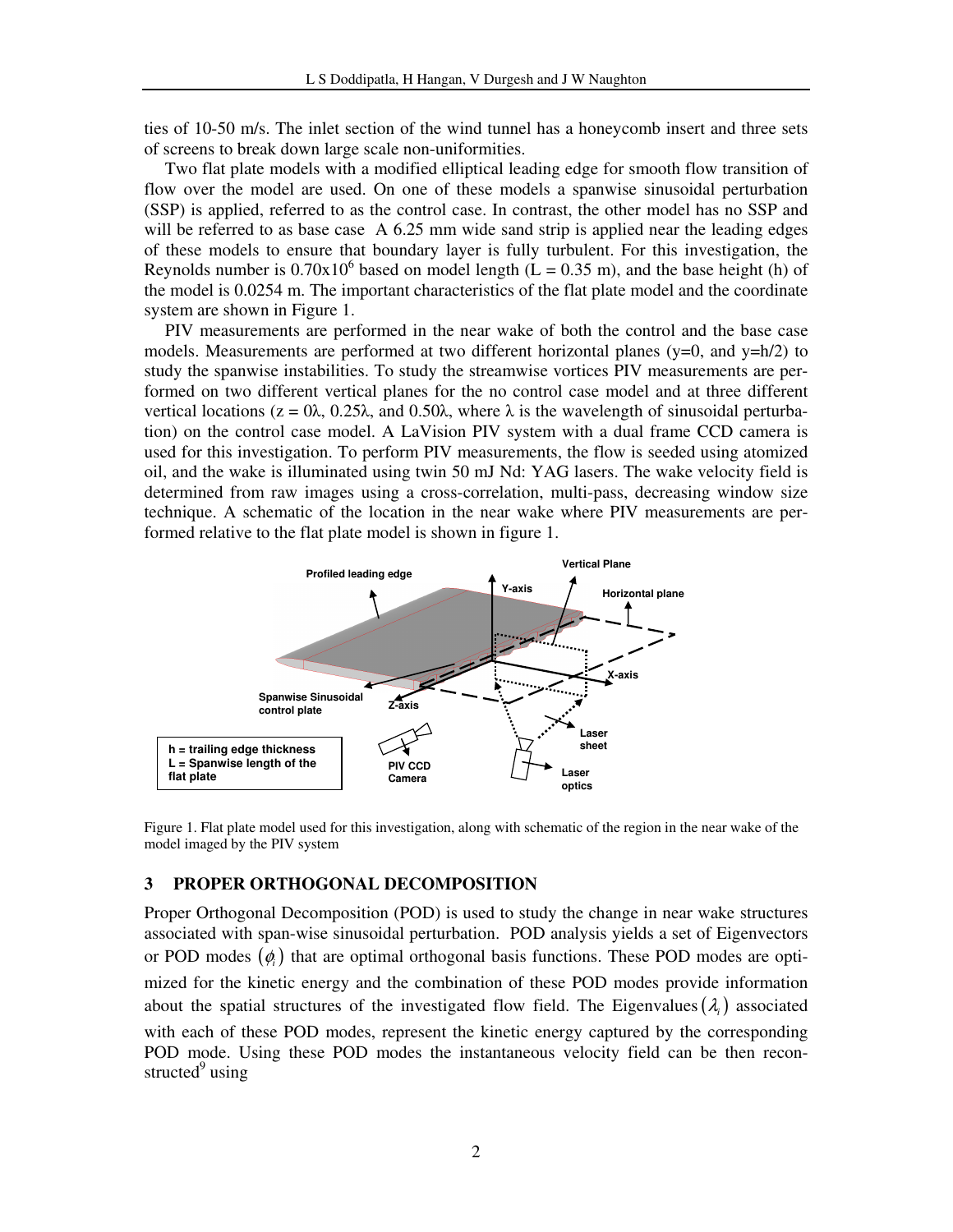ties of 10-50 m/s. The inlet section of the wind tunnel has a honeycomb insert and three sets of screens to break down large scale non-uniformities.

Two flat plate models with a modified elliptical leading edge for smooth flow transition of flow over the model are used. On one of these models a spanwise sinusoidal perturbation (SSP) is applied, referred to as the control case. In contrast, the other model has no SSP and will be referred to as base case  A 6.25 mm wide sand strip is applied near the leading edges of these models to ensure that boundary layer is fully turbulent. For this investigation, the Reynolds number is $0.70 \times 10^6$ based on model length (L = 0.35 m), and the base height (h) of the model is 0.0254 m. The important characteristics of the flat plate model and the coordinate system are shown in Figure 1.

PIV measurements are performed in the near wake of both the control and the base case models. Measurements are performed at two different horizontal planes (y=0, and y=h/2) to study the spanwise instabilities. To study the streamwise vortices PIV measurements are performed on two different vertical planes for the no control case model and at three different vertical locations ($z = 0\lambda$, $0.25\lambda$, and $0.50\lambda$, where $\lambda$ is the wavelength of sinusoidal perturbation) on the control case model. A LaVision PIV system with a dual frame CCD camera is used for this investigation. To perform PIV measurements, the flow is seeded using atomized oil, and the wake is illuminated using twin 50 mJ Nd: YAG lasers. The wake velocity field is determined from raw images using a cross-correlation, multi-pass, decreasing window size technique. A schematic of the location in the near wake where PIV measurements are performed relative to the flat plate model is shown in figure 1.

Figure 1. Flat plate model used for this investigation, along with schematic of the region in the near wake of the model imaged by the PIV system

## 3 PROPER ORTHOGONAL DECOMPOSITION

Proper Orthogonal Decomposition (POD) is used to study the change in near wake structures associated with span-wise sinusoidal perturbation.  POD analysis yields a set of Eigenvectors or POD modes $(\phi_i)$ that are optimal orthogonal basis functions. These POD modes are optimized for the kinetic energy and the combination of these POD modes provide information about the spatial structures of the investigated flow field. The Eigenvalues $(\lambda_i)$ associated with each of these POD modes, represent the kinetic energy captured by the corresponding POD mode. Using these POD modes the instantaneous velocity field can be then reconstructed[9] using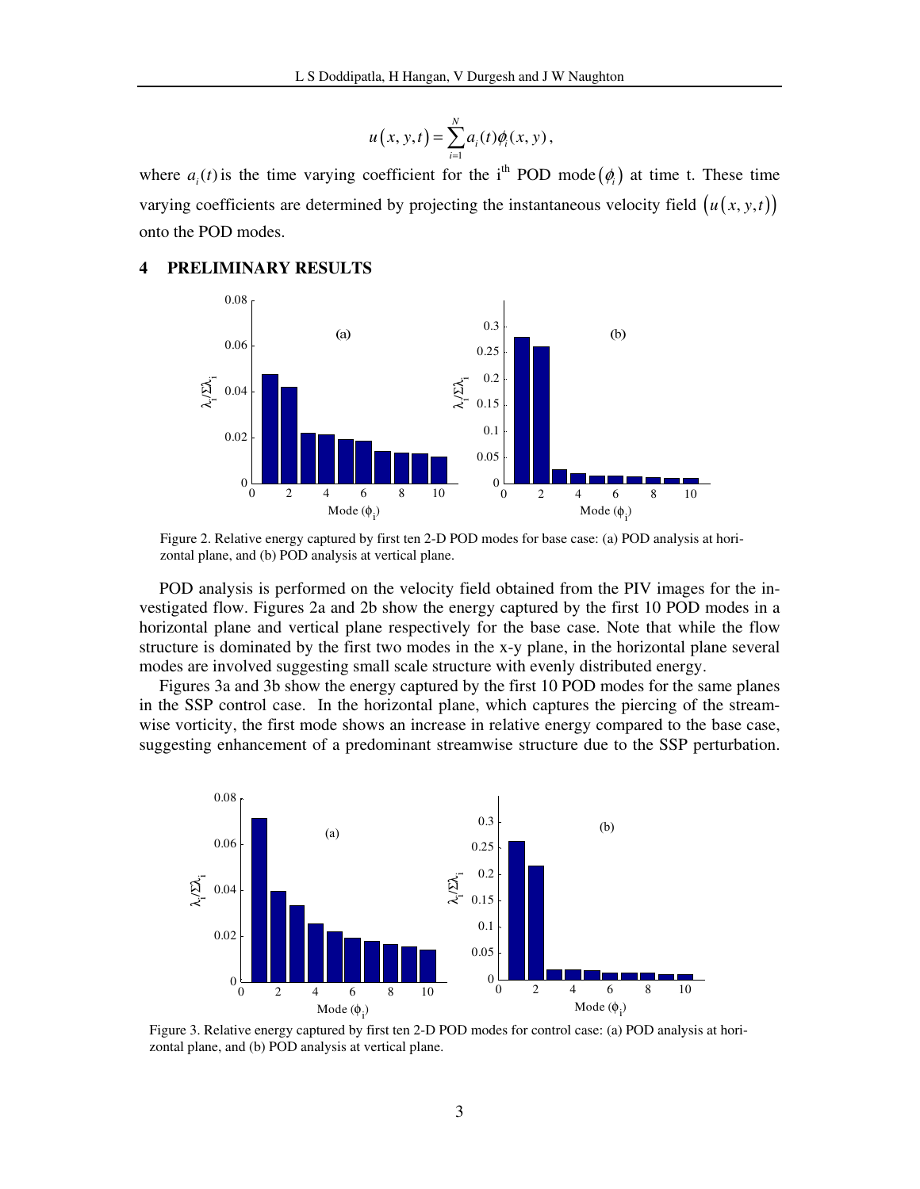$$u(x, y, t) = \sum_{i=1}^{N} a_i(t)\phi_i(x, y),$$

where $a_i(t)$ is the time varying coefficient for the i[th] POD mode $(\phi_i)$ at time t. These time varying coefficients are determined by projecting the instantaneous velocity field $(u(x, y, t))$ onto the POD modes.

## 4 PRELIMINARY RESULTS

Figure 2. Relative energy captured by first ten 2-D POD modes for base case: (a) POD analysis at horizontal plane, and (b) POD analysis at vertical plane.

POD analysis is performed on the velocity field obtained from the PIV images for the investigated flow. Figures 2a and 2b show the energy captured by the first 10 POD modes in a horizontal plane and vertical plane respectively for the base case. Note that while the flow structure is dominated by the first two modes in the x-y plane, in the horizontal plane several modes are involved suggesting small scale structure with evenly distributed energy.

Figures 3a and 3b show the energy captured by the first 10 POD modes for the same planes in the SSP control case. In the horizontal plane, which captures the piercing of the streamwise vorticity, the first mode shows an increase in relative energy compared to the base case, suggesting enhancement of a predominant streamwise structure due to the SSP perturbation.

Figure 3. Relative energy captured by first ten 2-D POD modes for control case: (a) POD analysis at horizontal plane, and (b) POD analysis at vertical plane.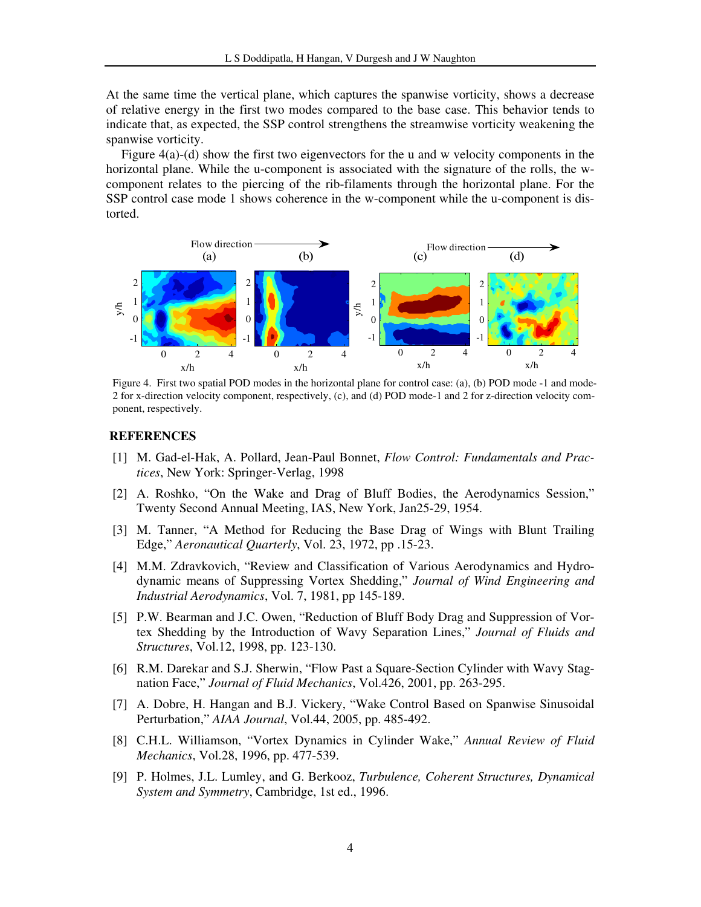At the same time the vertical plane, which captures the spanwise vorticity, shows a decrease of relative energy in the first two modes compared to the base case. This behavior tends to indicate that, as expected, the SSP control strengthens the streamwise vorticity weakening the spanwise vorticity.

Figure 4(a)-(d) show the first two eigenvectors for the u and w velocity components in the horizontal plane. While the u-component is associated with the signature of the rolls, the w-component relates to the piercing of the rib-filaments through the horizontal plane. For the SSP control case mode 1 shows coherence in the w-component while the u-component is distorted.

Flow direction
(a)
(b)
Flow direction
(c)
(d)
y/h
x/h
2
1
0
-1
0
2
4

Figure 4. First two spatial POD modes in the horizontal plane for control case: (a), (b) POD mode -1 and mode-2 for x-direction velocity component, respectively, (c), and (d) POD mode-1 and 2 for z-direction velocity component, respectively.

## REFERENCES

[1] M. Gad-el-Hak, A. Pollard, Jean-Paul Bonnet, *Flow Control: Fundamentals and Practices*, New York: Springer-Verlag, 1998

[2] A. Roshko, "On the Wake and Drag of Bluff Bodies, the Aerodynamics Session," Twenty Second Annual Meeting, IAS, New York, Jan25-29, 1954.

[3] M. Tanner, "A Method for Reducing the Base Drag of Wings with Blunt Trailing Edge," *Aeronautical Quarterly*, Vol. 23, 1972, pp .15-23.

[4] M.M. Zdravkovich, "Review and Classification of Various Aerodynamics and Hydrodynamic means of Suppressing Vortex Shedding," *Journal of Wind Engineering and Industrial Aerodynamics*, Vol. 7, 1981, pp 145-189.

[5] P.W. Bearman and J.C. Owen, "Reduction of Bluff Body Drag and Suppression of Vortex Shedding by the Introduction of Wavy Separation Lines," *Journal of Fluids and Structures*, Vol.12, 1998, pp. 123-130.

[6] R.M. Darekar and S.J. Sherwin, "Flow Past a Square-Section Cylinder with Wavy Stagnation Face," *Journal of Fluid Mechanics*, Vol.426, 2001, pp. 263-295.

[7] A. Dobre, H. Hangan and B.J. Vickery, "Wake Control Based on Spanwise Sinusoidal Perturbation," *AIAA Journal*, Vol.44, 2005, pp. 485-492.

[8] C.H.L. Williamson, "Vortex Dynamics in Cylinder Wake," *Annual Review of Fluid Mechanics*, Vol.28, 1996, pp. 477-539.

[9] P. Holmes, J.L. Lumley, and G. Berkooz, *Turbulence, Coherent Structures, Dynamical System and Symmetry*, Cambridge, 1st ed., 1996.